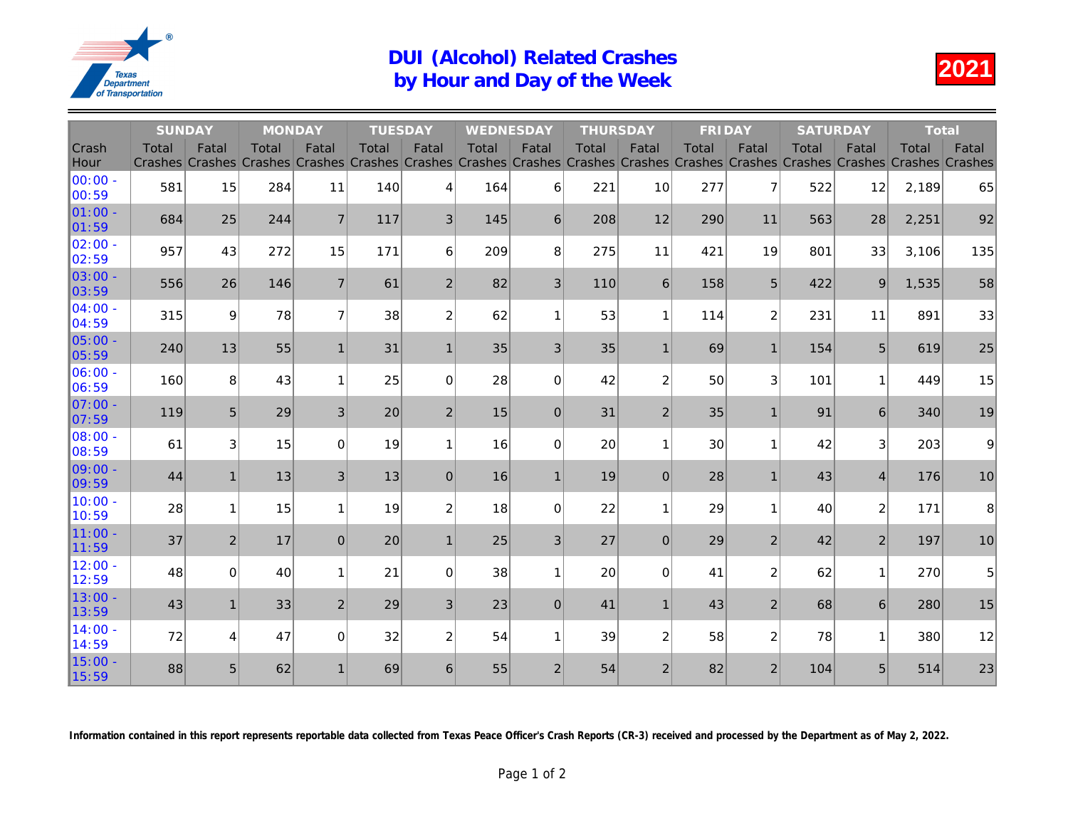# DUI (Alcohol) Related Crashes by Hour and Day of the Week

**2021**

| Crash Hour | SUNDAY | | MONDAY | | TUESDAY | | WEDNESDAY | | THURSDAY | | FRIDAY | | SATURDAY | | Total | |
|---|---|---|---|---|---|---|---|---|---|---|---|---|---|---|---|---|
| | Total Crashes | Fatal Crashes | Total Crashes | Fatal Crashes | Total Crashes | Fatal Crashes | Total Crashes | Fatal Crashes | Total Crashes | Fatal Crashes | Total Crashes | Fatal Crashes | Total Crashes | Fatal Crashes | Total Crashes | Fatal Crashes |
| 00:00 - 00:59 | 581 | 15 | 284 | 11 | 140 | 4 | 164 | 6 | 221 | 10 | 277 | 7 | 522 | 12 | 2,189 | 65 |
| 01:00 - 01:59 | 684 | 25 | 244 | 7 | 117 | 3 | 145 | 6 | 208 | 12 | 290 | 11 | 563 | 28 | 2,251 | 92 |
| 02:00 - 02:59 | 957 | 43 | 272 | 15 | 171 | 6 | 209 | 8 | 275 | 11 | 421 | 19 | 801 | 33 | 3,106 | 135 |
| 03:00 - 03:59 | 556 | 26 | 146 | 7 | 61 | 2 | 82 | 3 | 110 | 6 | 158 | 5 | 422 | 9 | 1,535 | 58 |
| 04:00 - 04:59 | 315 | 9 | 78 | 7 | 38 | 2 | 62 | 1 | 53 | 1 | 114 | 2 | 231 | 11 | 891 | 33 |
| 05:00 - 05:59 | 240 | 13 | 55 | 1 | 31 | 1 | 35 | 3 | 35 | 1 | 69 | 1 | 154 | 5 | 619 | 25 |
| 06:00 - 06:59 | 160 | 8 | 43 | 1 | 25 | 0 | 28 | 0 | 42 | 2 | 50 | 3 | 101 | 1 | 449 | 15 |
| 07:00 - 07:59 | 119 | 5 | 29 | 3 | 20 | 2 | 15 | 0 | 31 | 2 | 35 | 1 | 91 | 6 | 340 | 19 |
| 08:00 - 08:59 | 61 | 3 | 15 | 0 | 19 | 1 | 16 | 0 | 20 | 1 | 30 | 1 | 42 | 3 | 203 | 9 |
| 09:00 - 09:59 | 44 | 1 | 13 | 3 | 13 | 0 | 16 | 1 | 19 | 0 | 28 | 1 | 43 | 4 | 176 | 10 |
| 10:00 - 10:59 | 28 | 1 | 15 | 1 | 19 | 2 | 18 | 0 | 22 | 1 | 29 | 1 | 40 | 2 | 171 | 8 |
| 11:00 - 11:59 | 37 | 2 | 17 | 0 | 20 | 1 | 25 | 3 | 27 | 0 | 29 | 2 | 42 | 2 | 197 | 10 |
| 12:00 - 12:59 | 48 | 0 | 40 | 1 | 21 | 0 | 38 | 1 | 20 | 0 | 41 | 2 | 62 | 1 | 270 | 5 |
| 13:00 - 13:59 | 43 | 1 | 33 | 2 | 29 | 3 | 23 | 0 | 41 | 1 | 43 | 2 | 68 | 6 | 280 | 15 |
| 14:00 - 14:59 | 72 | 4 | 47 | 0 | 32 | 2 | 54 | 1 | 39 | 2 | 58 | 2 | 78 | 1 | 380 | 12 |
| 15:00 - 15:59 | 88 | 5 | 62 | 1 | 69 | 6 | 55 | 2 | 54 | 2 | 82 | 2 | 104 | 5 | 514 | 23 |

**Information contained in this report represents reportable data collected from Texas Peace Officer's Crash Reports (CR-3) received and processed by the Department as of May 2, 2022.**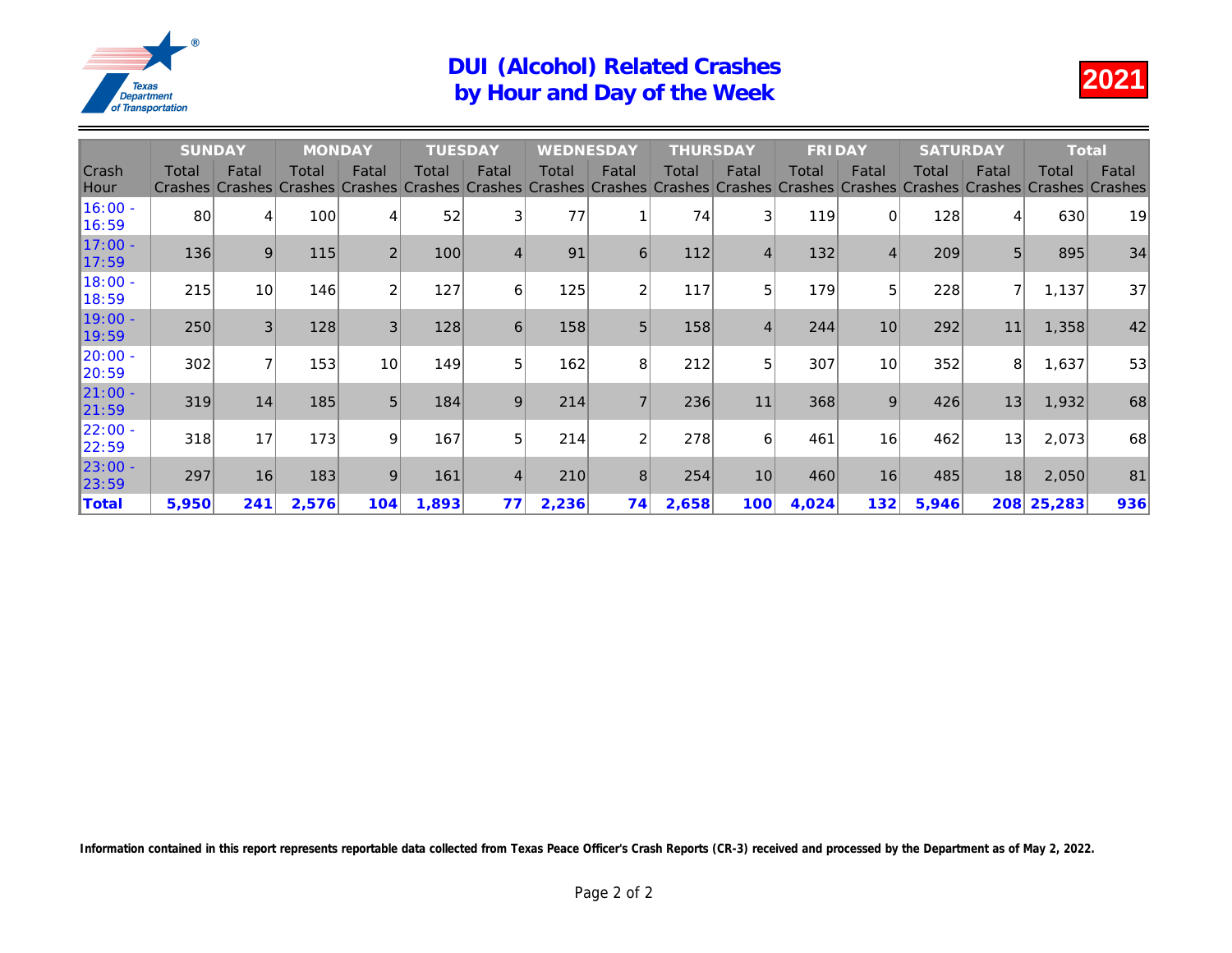# DUI (Alcohol) Related Crashes by Hour and Day of the Week

**2021**

| | SUNDAY | | MONDAY | | TUESDAY | | WEDNESDAY | | THURSDAY | | FRIDAY | | SATURDAY | | Total | |
|---|---|---|---|---|---|---|---|---|---|---|---|---|---|---|---|---|
| Crash Hour | Total Crashes | Fatal Crashes | Total Crashes | Fatal Crashes | Total Crashes | Fatal Crashes | Total Crashes | Fatal Crashes | Total Crashes | Fatal Crashes | Total Crashes | Fatal Crashes | Total Crashes | Fatal Crashes | Total Crashes | Fatal Crashes |
| 16:00 - 16:59 | 80 | 4 | 100 | 4 | 52 | 3 | 77 | 1 | 74 | 3 | 119 | 0 | 128 | 4 | 630 | 19 |
| 17:00 - 17:59 | 136 | 9 | 115 | 2 | 100 | 4 | 91 | 6 | 112 | 4 | 132 | 4 | 209 | 5 | 895 | 34 |
| 18:00 - 18:59 | 215 | 10 | 146 | 2 | 127 | 6 | 125 | 2 | 117 | 5 | 179 | 5 | 228 | 7 | 1,137 | 37 |
| 19:00 - 19:59 | 250 | 3 | 128 | 3 | 128 | 6 | 158 | 5 | 158 | 4 | 244 | 10 | 292 | 11 | 1,358 | 42 |
| 20:00 - 20:59 | 302 | 7 | 153 | 10 | 149 | 5 | 162 | 8 | 212 | 5 | 307 | 10 | 352 | 8 | 1,637 | 53 |
| 21:00 - 21:59 | 319 | 14 | 185 | 5 | 184 | 9 | 214 | 7 | 236 | 11 | 368 | 9 | 426 | 13 | 1,932 | 68 |
| 22:00 - 22:59 | 318 | 17 | 173 | 9 | 167 | 5 | 214 | 2 | 278 | 6 | 461 | 16 | 462 | 13 | 2,073 | 68 |
| 23:00 - 23:59 | 297 | 16 | 183 | 9 | 161 | 4 | 210 | 8 | 254 | 10 | 460 | 16 | 485 | 18 | 2,050 | 81 |
| **Total** | **5,950** | **241** | **2,576** | **104** | **1,893** | **77** | **2,236** | **74** | **2,658** | **100** | **4,024** | **132** | **5,946** | **208** | **25,283** | **936** |

**Information contained in this report represents reportable data collected from Texas Peace Officer's Crash Reports (CR-3) received and processed by the Department as of May 2, 2022.**